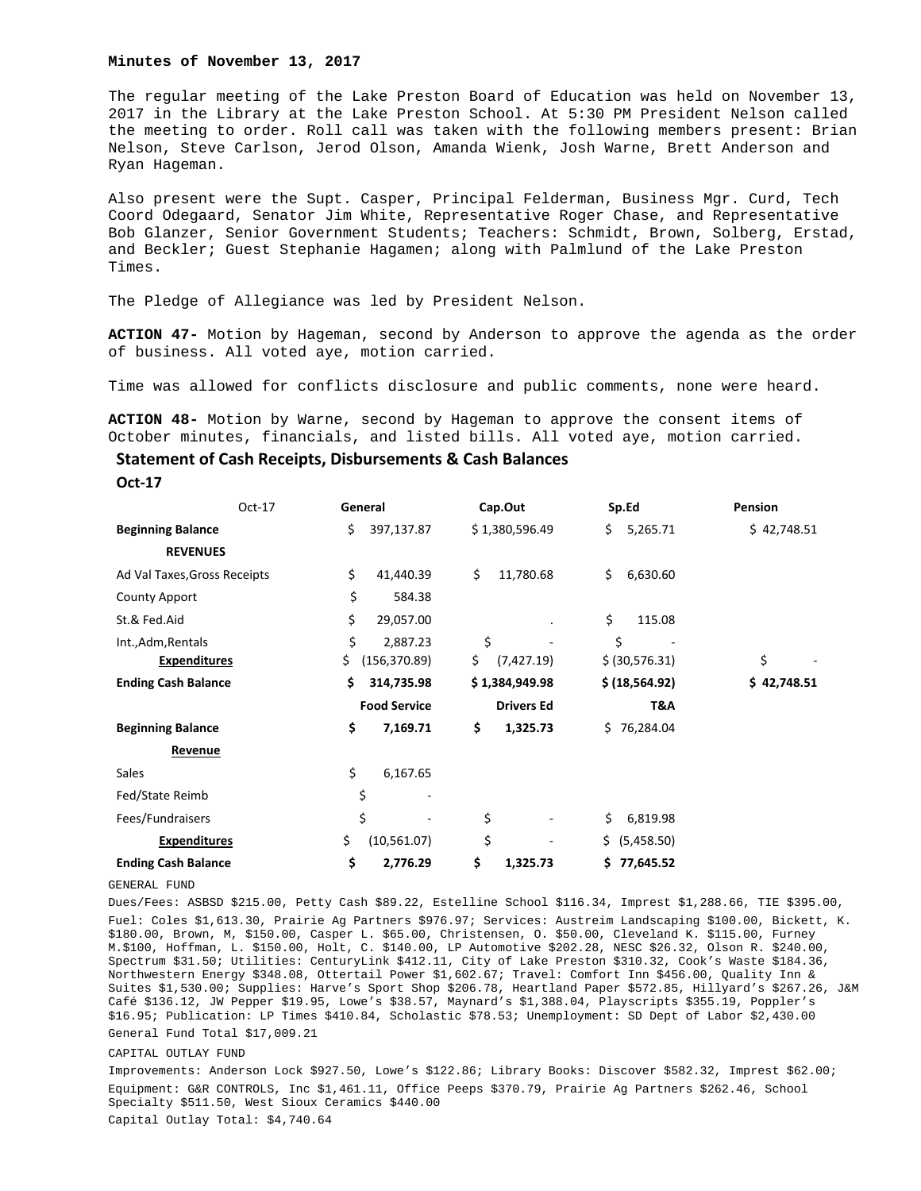**Minutes of November 13, 2017**

The regular meeting of the Lake Preston Board of Education was held on November 13, 2017 in the Library at the Lake Preston School. At 5:30 PM President Nelson called the meeting to order. Roll call was taken with the following members present: Brian Nelson, Steve Carlson, Jerod Olson, Amanda Wienk, Josh Warne, Brett Anderson and Ryan Hageman.

Also present were the Supt. Casper, Principal Felderman, Business Mgr. Curd, Tech Coord Odegaard, Senator Jim White, Representative Roger Chase, and Representative Bob Glanzer, Senior Government Students; Teachers: Schmidt, Brown, Solberg, Erstad, and Beckler; Guest Stephanie Hagamen; along with Palmlund of the Lake Preston Times.

The Pledge of Allegiance was led by President Nelson.

**ACTION 47-** Motion by Hageman, second by Anderson to approve the agenda as the order of business. All voted aye, motion carried.

Time was allowed for conflicts disclosure and public comments, none were heard.

**ACTION 48-** Motion by Warne, second by Hageman to approve the consent items of October minutes, financials, and listed bills. All voted aye, motion carried.

## Statement of Cash Receipts, Disbursements & Cash Balances

**Oct-17**

| Oct-17 | General | Cap.Out | Sp.Ed | Pension |
|---|---|---|---|---|
| **Beginning Balance** | $ 397,137.87 | $ 1,380,596.49 | $ 5,265.71 | $ 42,748.51 |
| **REVENUES** | | | | |
| Ad Val Taxes,Gross Receipts | $ 41,440.39 | $ 11,780.68 | $ 6,630.60 | |
| County Apport | $ 584.38 | | | |
| St.& Fed.Aid | $ 29,057.00 | . | $ 115.08 | |
| Int.,Adm,Rentals | $ 2,887.23 | $ - | $ - | |
| **Expenditures** | $ (156,370.89) | $ (7,427.19) | $ (30,576.31) | $ - |
| **Ending Cash Balance** | **$ 314,735.98** | **$ 1,384,949.98** | **$ (18,564.92)** | **$ 42,748.51** |
| | **Food Service** | **Drivers Ed** | **T&A** | |
| **Beginning Balance** | **$ 7,169.71** | **$ 1,325.73** | $ 76,284.04 | |
| **Revenue** | | | | |
| Sales | $ 6,167.65 | | | |
| Fed/State Reimb | $ - | | | |
| Fees/Fundraisers | $ - | $ - | $ 6,819.98 | |
| **Expenditures** | $ (10,561.07) | $ - | $ (5,458.50) | |
| **Ending Cash Balance** | **$ 2,776.29** | **$ 1,325.73** | **$ 77,645.52** | |

GENERAL FUND

Dues/Fees: ASBSD $215.00, Petty Cash $89.22, Estelline School $116.34, Imprest $1,288.66, TIE $395.00,

Fuel: Coles $1,613.30, Prairie Ag Partners $976.97; Services: Austreim Landscaping $100.00, Bickett, K. $180.00, Brown, M, $150.00, Casper L. $65.00, Christensen, O. $50.00, Cleveland K. $115.00, Furney M.$100, Hoffman, L. $150.00, Holt, C. $140.00, LP Automotive $202.28, NESC $26.32, Olson R. $240.00, Spectrum $31.50; Utilities: CenturyLink $412.11, City of Lake Preston $310.32, Cook's Waste $184.36, Northwestern Energy $348.08, Ottertail Power $1,602.67; Travel: Comfort Inn $456.00, Quality Inn & Suites $1,530.00; Supplies: Harve's Sport Shop $206.78, Heartland Paper $572.85, Hillyard's $267.26, J&M Café $136.12, JW Pepper $19.95, Lowe's $38.57, Maynard's $1,388.04, Playscripts $355.19, Poppler's $16.95; Publication: LP Times $410.84, Scholastic $78.53; Unemployment: SD Dept of Labor $2,430.00

General Fund Total $17,009.21

CAPITAL OUTLAY FUND

Improvements: Anderson Lock $927.50, Lowe's $122.86; Library Books: Discover $582.32, Imprest $62.00;

Equipment: G&R CONTROLS, Inc $1,461.11, Office Peeps $370.79, Prairie Ag Partners $262.46, School Specialty $511.50, West Sioux Ceramics $440.00

Capital Outlay Total: $4,740.64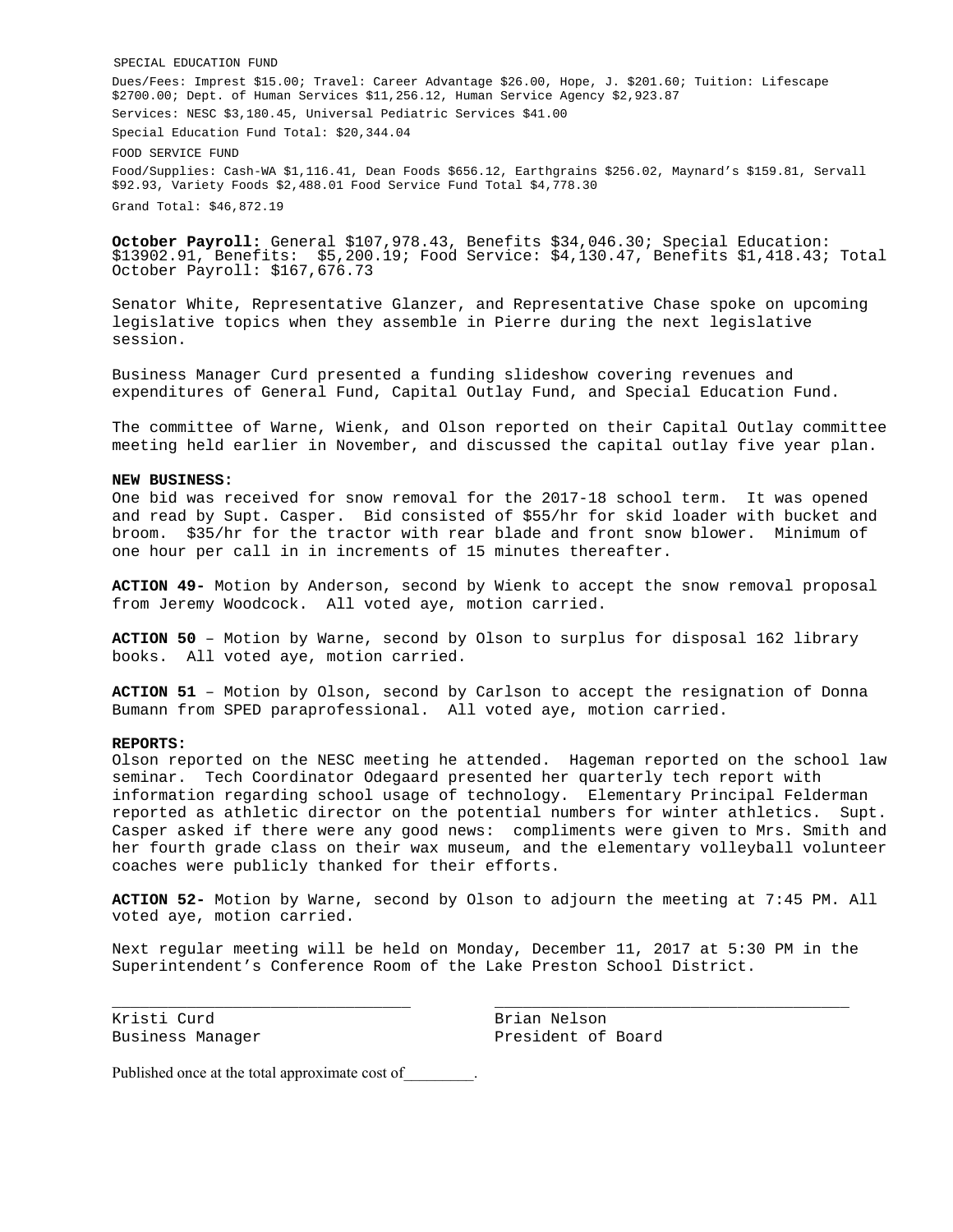SPECIAL EDUCATION FUND

Dues/Fees: Imprest $15.00; Travel: Career Advantage $26.00, Hope, J. $201.60; Tuition: Lifescape $2700.00; Dept. of Human Services $11,256.12, Human Service Agency $2,923.87

Services: NESC $3,180.45, Universal Pediatric Services $41.00

Special Education Fund Total: $20,344.04

FOOD SERVICE FUND

Food/Supplies: Cash-WA $1,116.41, Dean Foods $656.12, Earthgrains $256.02, Maynard's $159.81, Servall $92.93, Variety Foods $2,488.01 Food Service Fund Total $4,778.30

Grand Total: $46,872.19

**October Payroll:** General $107,978.43, Benefits $34,046.30; Special Education: $13902.91, Benefits: $5,200.19; Food Service: $4,130.47, Benefits $1,418.43; Total October Payroll: $167,676.73

Senator White, Representative Glanzer, and Representative Chase spoke on upcoming legislative topics when they assemble in Pierre during the next legislative session.

Business Manager Curd presented a funding slideshow covering revenues and expenditures of General Fund, Capital Outlay Fund, and Special Education Fund.

The committee of Warne, Wienk, and Olson reported on their Capital Outlay committee meeting held earlier in November, and discussed the capital outlay five year plan.

**NEW BUSINESS:**
One bid was received for snow removal for the 2017-18 school term. It was opened and read by Supt. Casper. Bid consisted of $55/hr for skid loader with bucket and broom. $35/hr for the tractor with rear blade and front snow blower. Minimum of one hour per call in in increments of 15 minutes thereafter.

**ACTION 49-** Motion by Anderson, second by Wienk to accept the snow removal proposal from Jeremy Woodcock. All voted aye, motion carried.

**ACTION 50** – Motion by Warne, second by Olson to surplus for disposal 162 library books. All voted aye, motion carried.

**ACTION 51** – Motion by Olson, second by Carlson to accept the resignation of Donna Bumann from SPED paraprofessional. All voted aye, motion carried.

**REPORTS:**
Olson reported on the NESC meeting he attended. Hageman reported on the school law seminar. Tech Coordinator Odegaard presented her quarterly tech report with information regarding school usage of technology. Elementary Principal Felderman reported as athletic director on the potential numbers for winter athletics. Supt. Casper asked if there were any good news: compliments were given to Mrs. Smith and her fourth grade class on their wax museum, and the elementary volleyball volunteer coaches were publicly thanked for their efforts.

**ACTION 52-** Motion by Warne, second by Olson to adjourn the meeting at 7:45 PM. All voted aye, motion carried.

Next regular meeting will be held on Monday, December 11, 2017 at 5:30 PM in the Superintendent's Conference Room of the Lake Preston School District.

_______________________________ &nbsp;&nbsp;&nbsp;&nbsp; _____________________________________

Kristi Curd — Business Manager

Brian Nelson — President of Board

Published once at the total approximate cost of________.